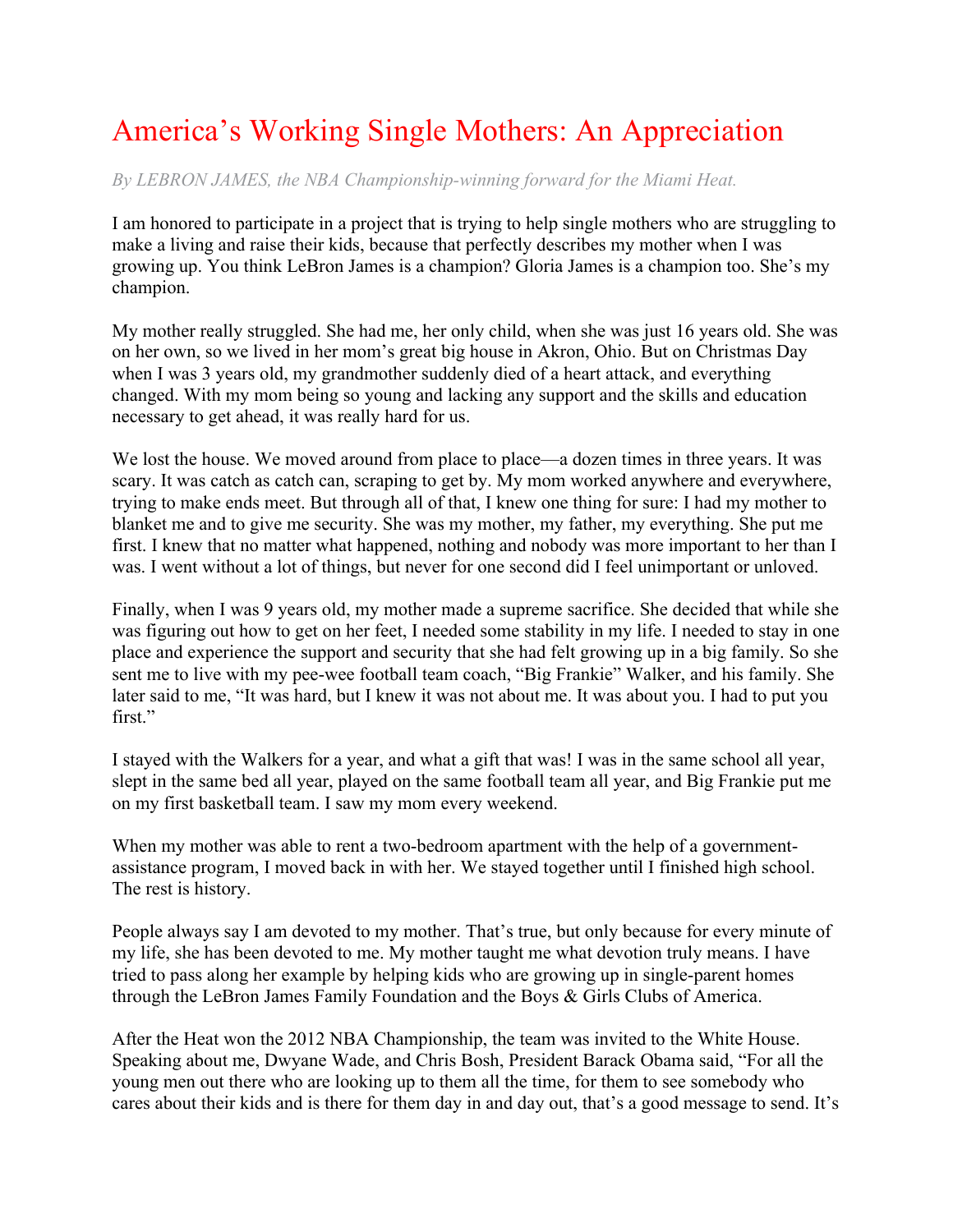# America's Working Single Mothers: An Appreciation

*By LEBRON JAMES, the NBA Championship-winning forward for the Miami Heat.*

I am honored to participate in a project that is trying to help single mothers who are struggling to make a living and raise their kids, because that perfectly describes my mother when I was growing up. You think LeBron James is a champion? Gloria James is a champion too. She's my champion.

My mother really struggled. She had me, her only child, when she was just 16 years old. She was on her own, so we lived in her mom's great big house in Akron, Ohio. But on Christmas Day when I was 3 years old, my grandmother suddenly died of a heart attack, and everything changed. With my mom being so young and lacking any support and the skills and education necessary to get ahead, it was really hard for us.

We lost the house. We moved around from place to place—a dozen times in three years. It was scary. It was catch as catch can, scraping to get by. My mom worked anywhere and everywhere, trying to make ends meet. But through all of that, I knew one thing for sure: I had my mother to blanket me and to give me security. She was my mother, my father, my everything. She put me first. I knew that no matter what happened, nothing and nobody was more important to her than I was. I went without a lot of things, but never for one second did I feel unimportant or unloved.

Finally, when I was 9 years old, my mother made a supreme sacrifice. She decided that while she was figuring out how to get on her feet, I needed some stability in my life. I needed to stay in one place and experience the support and security that she had felt growing up in a big family. So she sent me to live with my pee-wee football team coach, "Big Frankie" Walker, and his family. She later said to me, "It was hard, but I knew it was not about me. It was about you. I had to put you first."

I stayed with the Walkers for a year, and what a gift that was! I was in the same school all year, slept in the same bed all year, played on the same football team all year, and Big Frankie put me on my first basketball team. I saw my mom every weekend.

When my mother was able to rent a two-bedroom apartment with the help of a government-assistance program, I moved back in with her. We stayed together until I finished high school. The rest is history.

People always say I am devoted to my mother. That's true, but only because for every minute of my life, she has been devoted to me. My mother taught me what devotion truly means. I have tried to pass along her example by helping kids who are growing up in single-parent homes through the LeBron James Family Foundation and the Boys & Girls Clubs of America.

After the Heat won the 2012 NBA Championship, the team was invited to the White House. Speaking about me, Dwyane Wade, and Chris Bosh, President Barack Obama said, "For all the young men out there who are looking up to them all the time, for them to see somebody who cares about their kids and is there for them day in and day out, that's a good message to send. It's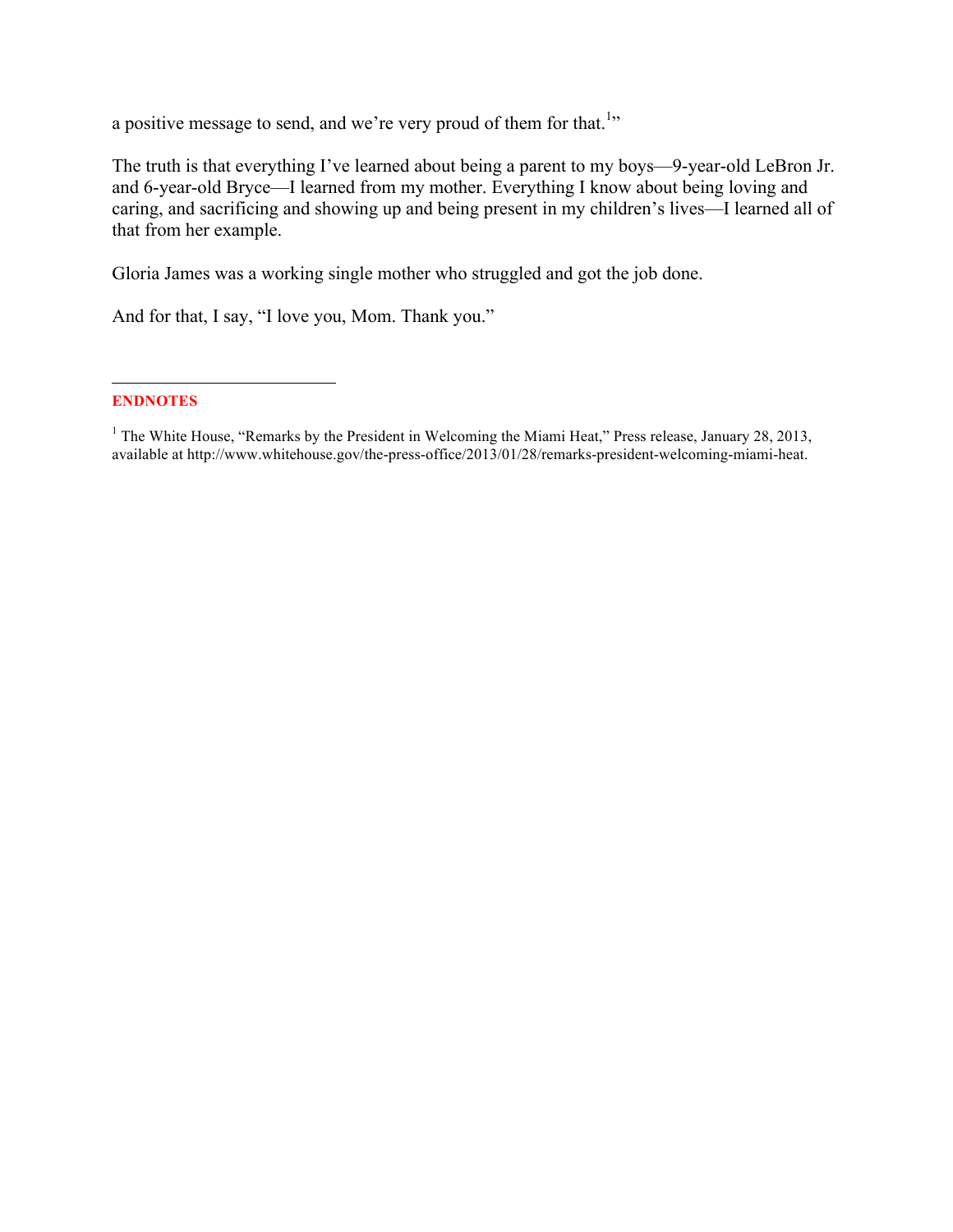a positive message to send, and we're very proud of them for that.[1]"

The truth is that everything I've learned about being a parent to my boys—9-year-old LeBron Jr. and 6-year-old Bryce—I learned from my mother. Everything I know about being loving and caring, and sacrificing and showing up and being present in my children's lives—I learned all of that from her example.

Gloria James was a working single mother who struggled and got the job done.

And for that, I say, "I love you, Mom. Thank you."

---

**ENDNOTES**

[1] The White House, "Remarks by the President in Welcoming the Miami Heat," Press release, January 28, 2013, available at http://www.whitehouse.gov/the-press-office/2013/01/28/remarks-president-welcoming-miami-heat.